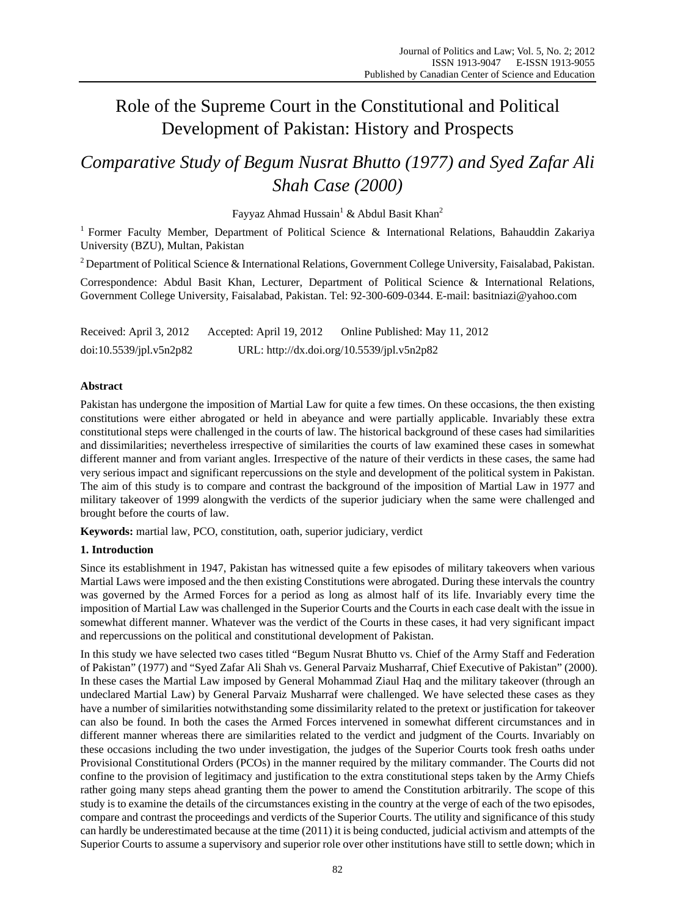# Role of the Supreme Court in the Constitutional and Political Development of Pakistan: History and Prospects

## *Comparative Study of Begum Nusrat Bhutto (1977) and Syed Zafar Ali Shah Case (2000)*

Fayyaz Ahmad Hussain[1] & Abdul Basit Khan[2]

[1] Former Faculty Member, Department of Political Science & International Relations, Bahauddin Zakariya University (BZU), Multan, Pakistan

[2] Department of Political Science & International Relations, Government College University, Faisalabad, Pakistan.

Correspondence: Abdul Basit Khan, Lecturer, Department of Political Science & International Relations, Government College University, Faisalabad, Pakistan. Tel: 92-300-609-0344. E-mail: basitniazi@yahoo.com

Received: April 3, 2012 Accepted: April 19, 2012 Online Published: May 11, 2012

doi:10.5539/jpl.v5n2p82 URL: http://dx.doi.org/10.5539/jpl.v5n2p82

**Abstract**

Pakistan has undergone the imposition of Martial Law for quite a few times. On these occasions, the then existing constitutions were either abrogated or held in abeyance and were partially applicable. Invariably these extra constitutional steps were challenged in the courts of law. The historical background of these cases had similarities and dissimilarities; nevertheless irrespective of similarities the courts of law examined these cases in somewhat different manner and from variant angles. Irrespective of the nature of their verdicts in these cases, the same had very serious impact and significant repercussions on the style and development of the political system in Pakistan. The aim of this study is to compare and contrast the background of the imposition of Martial Law in 1977 and military takeover of 1999 alongwith the verdicts of the superior judiciary when the same were challenged and brought before the courts of law.

**Keywords:** martial law, PCO, constitution, oath, superior judiciary, verdict

**1. Introduction**

Since its establishment in 1947, Pakistan has witnessed quite a few episodes of military takeovers when various Martial Laws were imposed and the then existing Constitutions were abrogated. During these intervals the country was governed by the Armed Forces for a period as long as almost half of its life. Invariably every time the imposition of Martial Law was challenged in the Superior Courts and the Courts in each case dealt with the issue in somewhat different manner. Whatever was the verdict of the Courts in these cases, it had very significant impact and repercussions on the political and constitutional development of Pakistan.

In this study we have selected two cases titled "Begum Nusrat Bhutto vs. Chief of the Army Staff and Federation of Pakistan" (1977) and "Syed Zafar Ali Shah vs. General Parvaiz Musharraf, Chief Executive of Pakistan" (2000). In these cases the Martial Law imposed by General Mohammad Ziaul Haq and the military takeover (through an undeclared Martial Law) by General Parvaiz Musharraf were challenged. We have selected these cases as they have a number of similarities notwithstanding some dissimilarity related to the pretext or justification for takeover can also be found. In both the cases the Armed Forces intervened in somewhat different circumstances and in different manner whereas there are similarities related to the verdict and judgment of the Courts. Invariably on these occasions including the two under investigation, the judges of the Superior Courts took fresh oaths under Provisional Constitutional Orders (PCOs) in the manner required by the military commander. The Courts did not confine to the provision of legitimacy and justification to the extra constitutional steps taken by the Army Chiefs rather going many steps ahead granting them the power to amend the Constitution arbitrarily. The scope of this study is to examine the details of the circumstances existing in the country at the verge of each of the two episodes, compare and contrast the proceedings and verdicts of the Superior Courts. The utility and significance of this study can hardly be underestimated because at the time (2011) it is being conducted, judicial activism and attempts of the Superior Courts to assume a supervisory and superior role over other institutions have still to settle down; which in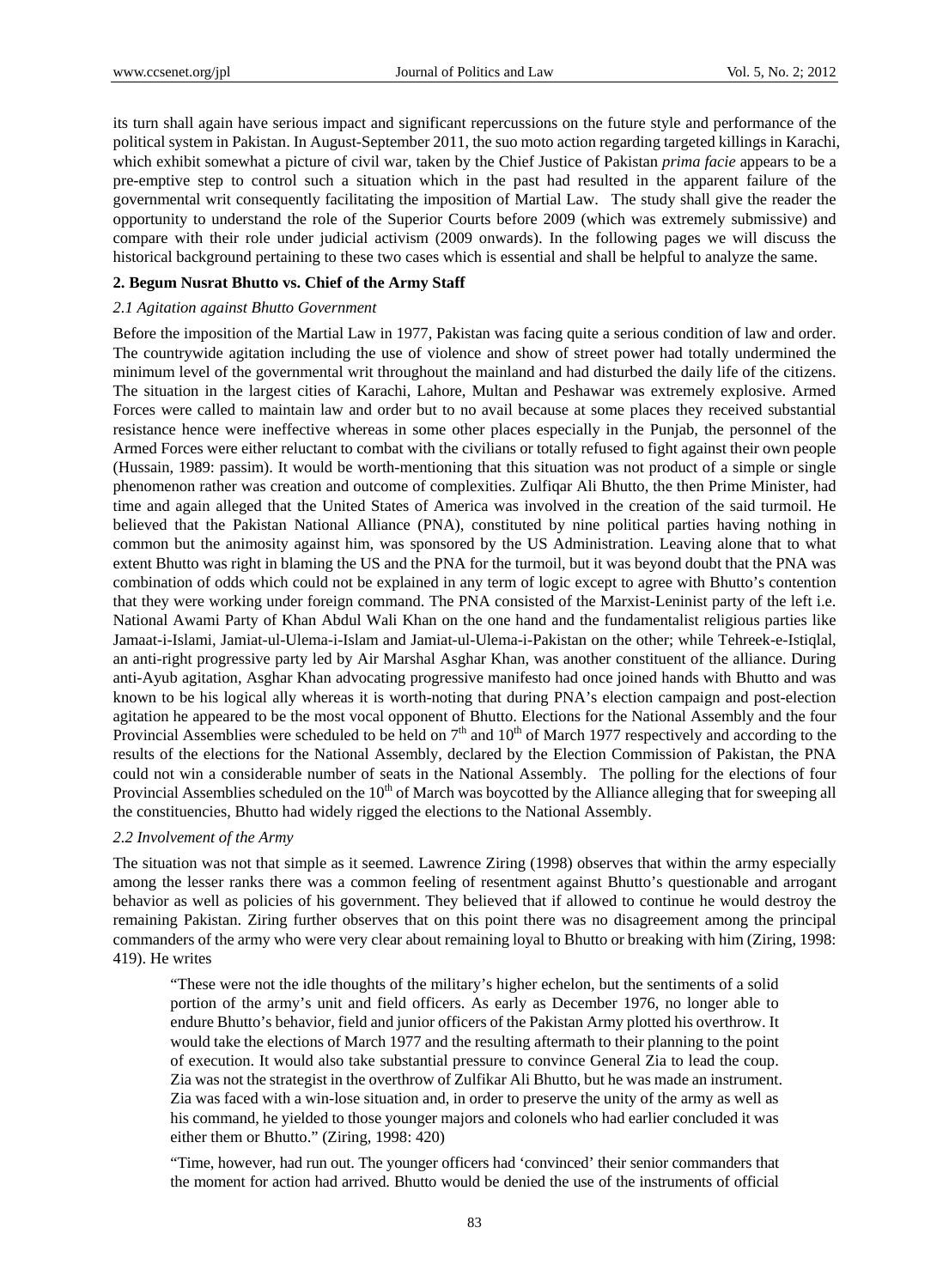its turn shall again have serious impact and significant repercussions on the future style and performance of the political system in Pakistan. In August-September 2011, the suo moto action regarding targeted killings in Karachi, which exhibit somewhat a picture of civil war, taken by the Chief Justice of Pakistan *prima facie* appears to be a pre-emptive step to control such a situation which in the past had resulted in the apparent failure of the governmental writ consequently facilitating the imposition of Martial Law. The study shall give the reader the opportunity to understand the role of the Superior Courts before 2009 (which was extremely submissive) and compare with their role under judicial activism (2009 onwards). In the following pages we will discuss the historical background pertaining to these two cases which is essential and shall be helpful to analyze the same.

## 2. Begum Nusrat Bhutto vs. Chief of the Army Staff

### *2.1 Agitation against Bhutto Government*

Before the imposition of the Martial Law in 1977, Pakistan was facing quite a serious condition of law and order. The countrywide agitation including the use of violence and show of street power had totally undermined the minimum level of the governmental writ throughout the mainland and had disturbed the daily life of the citizens. The situation in the largest cities of Karachi, Lahore, Multan and Peshawar was extremely explosive. Armed Forces were called to maintain law and order but to no avail because at some places they received substantial resistance hence were ineffective whereas in some other places especially in the Punjab, the personnel of the Armed Forces were either reluctant to combat with the civilians or totally refused to fight against their own people (Hussain, 1989: passim). It would be worth-mentioning that this situation was not product of a simple or single phenomenon rather was creation and outcome of complexities. Zulfiqar Ali Bhutto, the then Prime Minister, had time and again alleged that the United States of America was involved in the creation of the said turmoil. He believed that the Pakistan National Alliance (PNA), constituted by nine political parties having nothing in common but the animosity against him, was sponsored by the US Administration. Leaving alone that to what extent Bhutto was right in blaming the US and the PNA for the turmoil, but it was beyond doubt that the PNA was combination of odds which could not be explained in any term of logic except to agree with Bhutto's contention that they were working under foreign command. The PNA consisted of the Marxist-Leninist party of the left i.e. National Awami Party of Khan Abdul Wali Khan on the one hand and the fundamentalist religious parties like Jamaat-i-Islami, Jamiat-ul-Ulema-i-Islam and Jamiat-ul-Ulema-i-Pakistan on the other; while Tehreek-e-Istiqlal, an anti-right progressive party led by Air Marshal Asghar Khan, was another constituent of the alliance. During anti-Ayub agitation, Asghar Khan advocating progressive manifesto had once joined hands with Bhutto and was known to be his logical ally whereas it is worth-noting that during PNA's election campaign and post-election agitation he appeared to be the most vocal opponent of Bhutto. Elections for the National Assembly and the four Provincial Assemblies were scheduled to be held on 7th and 10th of March 1977 respectively and according to the results of the elections for the National Assembly, declared by the Election Commission of Pakistan, the PNA could not win a considerable number of seats in the National Assembly. The polling for the elections of four Provincial Assemblies scheduled on the 10th of March was boycotted by the Alliance alleging that for sweeping all the constituencies, Bhutto had widely rigged the elections to the National Assembly.

### *2.2 Involvement of the Army*

The situation was not that simple as it seemed. Lawrence Ziring (1998) observes that within the army especially among the lesser ranks there was a common feeling of resentment against Bhutto's questionable and arrogant behavior as well as policies of his government. They believed that if allowed to continue he would destroy the remaining Pakistan. Ziring further observes that on this point there was no disagreement among the principal commanders of the army who were very clear about remaining loyal to Bhutto or breaking with him (Ziring, 1998: 419). He writes

> "These were not the idle thoughts of the military's higher echelon, but the sentiments of a solid portion of the army's unit and field officers. As early as December 1976, no longer able to endure Bhutto's behavior, field and junior officers of the Pakistan Army plotted his overthrow. It would take the elections of March 1977 and the resulting aftermath to their planning to the point of execution. It would also take substantial pressure to convince General Zia to lead the coup. Zia was not the strategist in the overthrow of Zulfikar Ali Bhutto, but he was made an instrument. Zia was faced with a win-lose situation and, in order to preserve the unity of the army as well as his command, he yielded to those younger majors and colonels who had earlier concluded it was either them or Bhutto." (Ziring, 1998: 420)

> "Time, however, had run out. The younger officers had 'convinced' their senior commanders that the moment for action had arrived. Bhutto would be denied the use of the instruments of official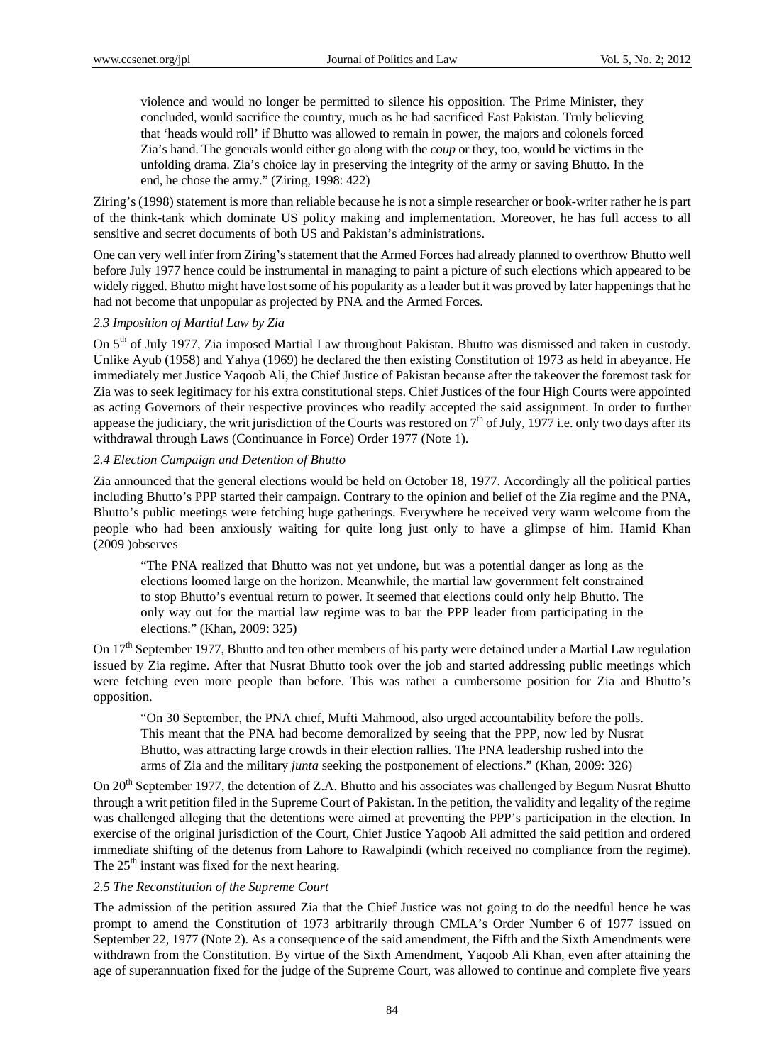> violence and would no longer be permitted to silence his opposition. The Prime Minister, they concluded, would sacrifice the country, much as he had sacrificed East Pakistan. Truly believing that 'heads would roll' if Bhutto was allowed to remain in power, the majors and colonels forced Zia's hand. The generals would either go along with the *coup* or they, too, would be victims in the unfolding drama. Zia's choice lay in preserving the integrity of the army or saving Bhutto. In the end, he chose the army." (Ziring, 1998: 422)

Ziring's (1998) statement is more than reliable because he is not a simple researcher or book-writer rather he is part of the think-tank which dominate US policy making and implementation. Moreover, he has full access to all sensitive and secret documents of both US and Pakistan's administrations.

One can very well infer from Ziring's statement that the Armed Forces had already planned to overthrow Bhutto well before July 1977 hence could be instrumental in managing to paint a picture of such elections which appeared to be widely rigged. Bhutto might have lost some of his popularity as a leader but it was proved by later happenings that he had not become that unpopular as projected by PNA and the Armed Forces.

### *2.3 Imposition of Martial Law by Zia*

On 5th of July 1977, Zia imposed Martial Law throughout Pakistan. Bhutto was dismissed and taken in custody. Unlike Ayub (1958) and Yahya (1969) he declared the then existing Constitution of 1973 as held in abeyance. He immediately met Justice Yaqoob Ali, the Chief Justice of Pakistan because after the takeover the foremost task for Zia was to seek legitimacy for his extra constitutional steps. Chief Justices of the four High Courts were appointed as acting Governors of their respective provinces who readily accepted the said assignment. In order to further appease the judiciary, the writ jurisdiction of the Courts was restored on 7th of July, 1977 i.e. only two days after its withdrawal through Laws (Continuance in Force) Order 1977 (Note 1).

### *2.4 Election Campaign and Detention of Bhutto*

Zia announced that the general elections would be held on October 18, 1977. Accordingly all the political parties including Bhutto's PPP started their campaign. Contrary to the opinion and belief of the Zia regime and the PNA, Bhutto's public meetings were fetching huge gatherings. Everywhere he received very warm welcome from the people who had been anxiously waiting for quite long just only to have a glimpse of him. Hamid Khan (2009 )observes

> "The PNA realized that Bhutto was not yet undone, but was a potential danger as long as the elections loomed large on the horizon. Meanwhile, the martial law government felt constrained to stop Bhutto's eventual return to power. It seemed that elections could only help Bhutto. The only way out for the martial law regime was to bar the PPP leader from participating in the elections." (Khan, 2009: 325)

On 17th September 1977, Bhutto and ten other members of his party were detained under a Martial Law regulation issued by Zia regime. After that Nusrat Bhutto took over the job and started addressing public meetings which were fetching even more people than before. This was rather a cumbersome position for Zia and Bhutto's opposition.

> "On 30 September, the PNA chief, Mufti Mahmood, also urged accountability before the polls. This meant that the PNA had become demoralized by seeing that the PPP, now led by Nusrat Bhutto, was attracting large crowds in their election rallies. The PNA leadership rushed into the arms of Zia and the military *junta* seeking the postponement of elections." (Khan, 2009: 326)

On 20th September 1977, the detention of Z.A. Bhutto and his associates was challenged by Begum Nusrat Bhutto through a writ petition filed in the Supreme Court of Pakistan. In the petition, the validity and legality of the regime was challenged alleging that the detentions were aimed at preventing the PPP's participation in the election. In exercise of the original jurisdiction of the Court, Chief Justice Yaqoob Ali admitted the said petition and ordered immediate shifting of the detenus from Lahore to Rawalpindi (which received no compliance from the regime). The 25th instant was fixed for the next hearing.

### *2.5 The Reconstitution of the Supreme Court*

The admission of the petition assured Zia that the Chief Justice was not going to do the needful hence he was prompt to amend the Constitution of 1973 arbitrarily through CMLA's Order Number 6 of 1977 issued on September 22, 1977 (Note 2). As a consequence of the said amendment, the Fifth and the Sixth Amendments were withdrawn from the Constitution. By virtue of the Sixth Amendment, Yaqoob Ali Khan, even after attaining the age of superannuation fixed for the judge of the Supreme Court, was allowed to continue and complete five years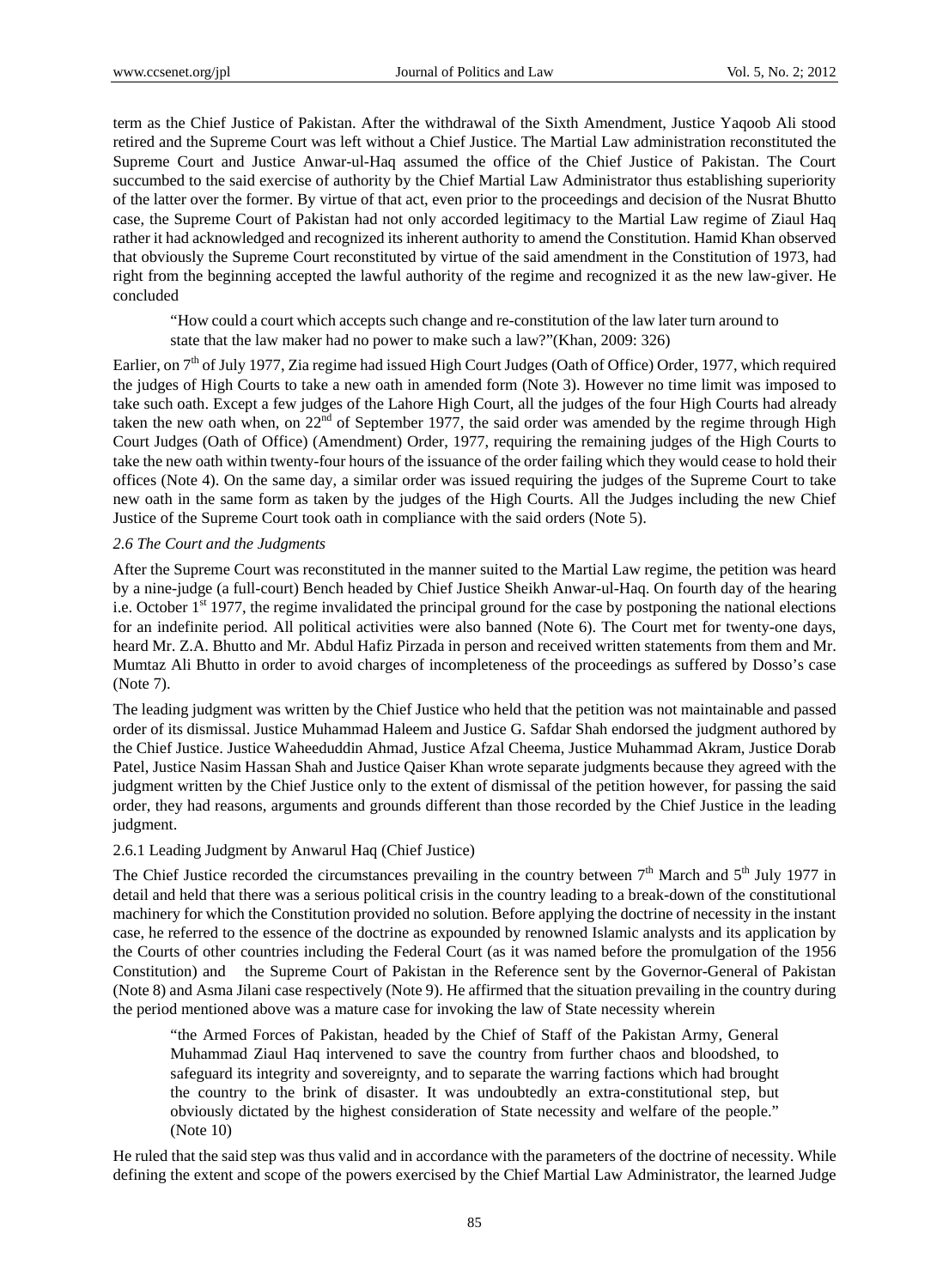term as the Chief Justice of Pakistan. After the withdrawal of the Sixth Amendment, Justice Yaqoob Ali stood retired and the Supreme Court was left without a Chief Justice. The Martial Law administration reconstituted the Supreme Court and Justice Anwar-ul-Haq assumed the office of the Chief Justice of Pakistan. The Court succumbed to the said exercise of authority by the Chief Martial Law Administrator thus establishing superiority of the latter over the former. By virtue of that act, even prior to the proceedings and decision of the Nusrat Bhutto case, the Supreme Court of Pakistan had not only accorded legitimacy to the Martial Law regime of Ziaul Haq rather it had acknowledged and recognized its inherent authority to amend the Constitution. Hamid Khan observed that obviously the Supreme Court reconstituted by virtue of the said amendment in the Constitution of 1973, had right from the beginning accepted the lawful authority of the regime and recognized it as the new law-giver. He concluded

> "How could a court which accepts such change and re-constitution of the law later turn around to state that the law maker had no power to make such a law?"(Khan, 2009: 326)

Earlier, on 7th of July 1977, Zia regime had issued High Court Judges (Oath of Office) Order, 1977, which required the judges of High Courts to take a new oath in amended form (Note 3). However no time limit was imposed to take such oath. Except a few judges of the Lahore High Court, all the judges of the four High Courts had already taken the new oath when, on 22nd of September 1977, the said order was amended by the regime through High Court Judges (Oath of Office) (Amendment) Order, 1977, requiring the remaining judges of the High Courts to take the new oath within twenty-four hours of the issuance of the order failing which they would cease to hold their offices (Note 4). On the same day, a similar order was issued requiring the judges of the Supreme Court to take new oath in the same form as taken by the judges of the High Courts. All the Judges including the new Chief Justice of the Supreme Court took oath in compliance with the said orders (Note 5).

### *2.6 The Court and the Judgments*

After the Supreme Court was reconstituted in the manner suited to the Martial Law regime, the petition was heard by a nine-judge (a full-court) Bench headed by Chief Justice Sheikh Anwar-ul-Haq. On fourth day of the hearing i.e. October 1st 1977, the regime invalidated the principal ground for the case by postponing the national elections for an indefinite period. All political activities were also banned (Note 6). The Court met for twenty-one days, heard Mr. Z.A. Bhutto and Mr. Abdul Hafiz Pirzada in person and received written statements from them and Mr. Mumtaz Ali Bhutto in order to avoid charges of incompleteness of the proceedings as suffered by Dosso's case (Note 7).

The leading judgment was written by the Chief Justice who held that the petition was not maintainable and passed order of its dismissal. Justice Muhammad Haleem and Justice G. Safdar Shah endorsed the judgment authored by the Chief Justice. Justice Waheeduddin Ahmad, Justice Afzal Cheema, Justice Muhammad Akram, Justice Dorab Patel, Justice Nasim Hassan Shah and Justice Qaiser Khan wrote separate judgments because they agreed with the judgment written by the Chief Justice only to the extent of dismissal of the petition however, for passing the said order, they had reasons, arguments and grounds different than those recorded by the Chief Justice in the leading judgment.

#### 2.6.1 Leading Judgment by Anwarul Haq (Chief Justice)

The Chief Justice recorded the circumstances prevailing in the country between 7th March and 5th July 1977 in detail and held that there was a serious political crisis in the country leading to a break-down of the constitutional machinery for which the Constitution provided no solution. Before applying the doctrine of necessity in the instant case, he referred to the essence of the doctrine as expounded by renowned Islamic analysts and its application by the Courts of other countries including the Federal Court (as it was named before the promulgation of the 1956 Constitution) and the Supreme Court of Pakistan in the Reference sent by the Governor-General of Pakistan (Note 8) and Asma Jilani case respectively (Note 9). He affirmed that the situation prevailing in the country during the period mentioned above was a mature case for invoking the law of State necessity wherein

> "the Armed Forces of Pakistan, headed by the Chief of Staff of the Pakistan Army, General Muhammad Ziaul Haq intervened to save the country from further chaos and bloodshed, to safeguard its integrity and sovereignty, and to separate the warring factions which had brought the country to the brink of disaster. It was undoubtedly an extra-constitutional step, but obviously dictated by the highest consideration of State necessity and welfare of the people." (Note 10)

He ruled that the said step was thus valid and in accordance with the parameters of the doctrine of necessity. While defining the extent and scope of the powers exercised by the Chief Martial Law Administrator, the learned Judge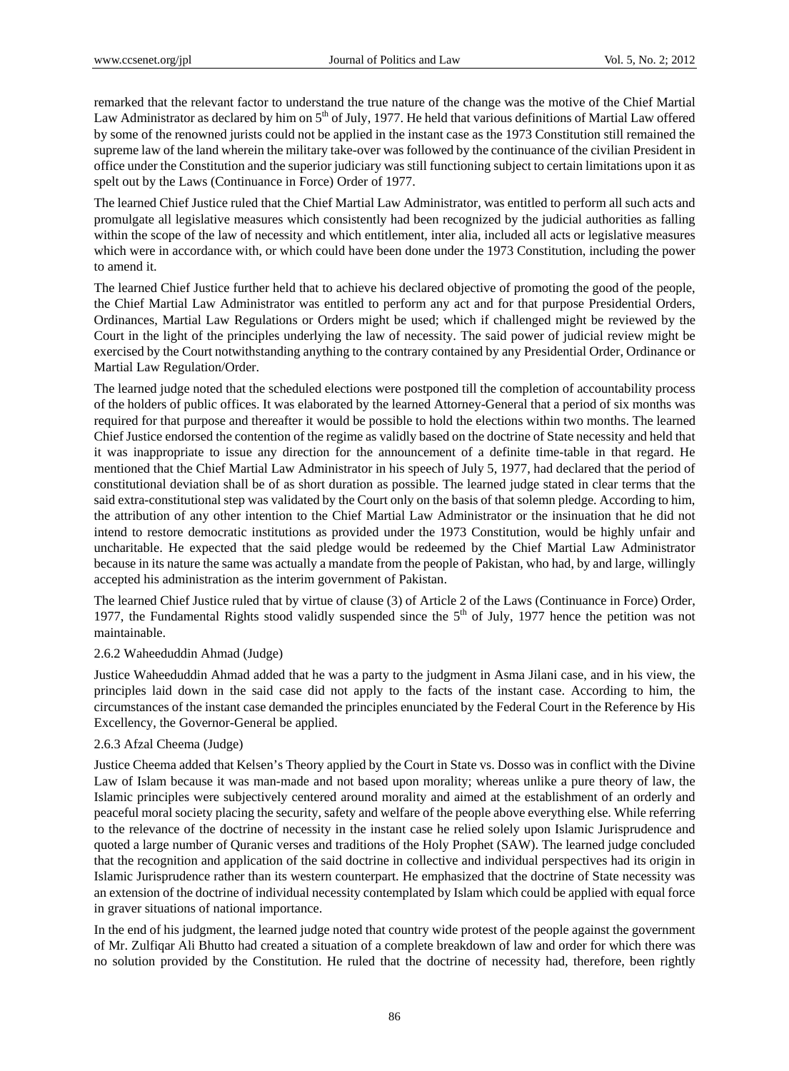remarked that the relevant factor to understand the true nature of the change was the motive of the Chief Martial Law Administrator as declared by him on 5th of July, 1977. He held that various definitions of Martial Law offered by some of the renowned jurists could not be applied in the instant case as the 1973 Constitution still remained the supreme law of the land wherein the military take-over was followed by the continuance of the civilian President in office under the Constitution and the superior judiciary was still functioning subject to certain limitations upon it as spelt out by the Laws (Continuance in Force) Order of 1977.

The learned Chief Justice ruled that the Chief Martial Law Administrator, was entitled to perform all such acts and promulgate all legislative measures which consistently had been recognized by the judicial authorities as falling within the scope of the law of necessity and which entitlement, inter alia, included all acts or legislative measures which were in accordance with, or which could have been done under the 1973 Constitution, including the power to amend it.

The learned Chief Justice further held that to achieve his declared objective of promoting the good of the people, the Chief Martial Law Administrator was entitled to perform any act and for that purpose Presidential Orders, Ordinances, Martial Law Regulations or Orders might be used; which if challenged might be reviewed by the Court in the light of the principles underlying the law of necessity. The said power of judicial review might be exercised by the Court notwithstanding anything to the contrary contained by any Presidential Order, Ordinance or Martial Law Regulation/Order.

The learned judge noted that the scheduled elections were postponed till the completion of accountability process of the holders of public offices. It was elaborated by the learned Attorney-General that a period of six months was required for that purpose and thereafter it would be possible to hold the elections within two months. The learned Chief Justice endorsed the contention of the regime as validly based on the doctrine of State necessity and held that it was inappropriate to issue any direction for the announcement of a definite time-table in that regard. He mentioned that the Chief Martial Law Administrator in his speech of July 5, 1977, had declared that the period of constitutional deviation shall be of as short duration as possible. The learned judge stated in clear terms that the said extra-constitutional step was validated by the Court only on the basis of that solemn pledge. According to him, the attribution of any other intention to the Chief Martial Law Administrator or the insinuation that he did not intend to restore democratic institutions as provided under the 1973 Constitution, would be highly unfair and uncharitable. He expected that the said pledge would be redeemed by the Chief Martial Law Administrator because in its nature the same was actually a mandate from the people of Pakistan, who had, by and large, willingly accepted his administration as the interim government of Pakistan.

The learned Chief Justice ruled that by virtue of clause (3) of Article 2 of the Laws (Continuance in Force) Order, 1977, the Fundamental Rights stood validly suspended since the 5th of July, 1977 hence the petition was not maintainable.

#### 2.6.2 Waheeduddin Ahmad (Judge)

Justice Waheeduddin Ahmad added that he was a party to the judgment in Asma Jilani case, and in his view, the principles laid down in the said case did not apply to the facts of the instant case. According to him, the circumstances of the instant case demanded the principles enunciated by the Federal Court in the Reference by His Excellency, the Governor-General be applied.

#### 2.6.3 Afzal Cheema (Judge)

Justice Cheema added that Kelsen's Theory applied by the Court in State vs. Dosso was in conflict with the Divine Law of Islam because it was man-made and not based upon morality; whereas unlike a pure theory of law, the Islamic principles were subjectively centered around morality and aimed at the establishment of an orderly and peaceful moral society placing the security, safety and welfare of the people above everything else. While referring to the relevance of the doctrine of necessity in the instant case he relied solely upon Islamic Jurisprudence and quoted a large number of Quranic verses and traditions of the Holy Prophet (SAW). The learned judge concluded that the recognition and application of the said doctrine in collective and individual perspectives had its origin in Islamic Jurisprudence rather than its western counterpart. He emphasized that the doctrine of State necessity was an extension of the doctrine of individual necessity contemplated by Islam which could be applied with equal force in graver situations of national importance.

In the end of his judgment, the learned judge noted that country wide protest of the people against the government of Mr. Zulfiqar Ali Bhutto had created a situation of a complete breakdown of law and order for which there was no solution provided by the Constitution. He ruled that the doctrine of necessity had, therefore, been rightly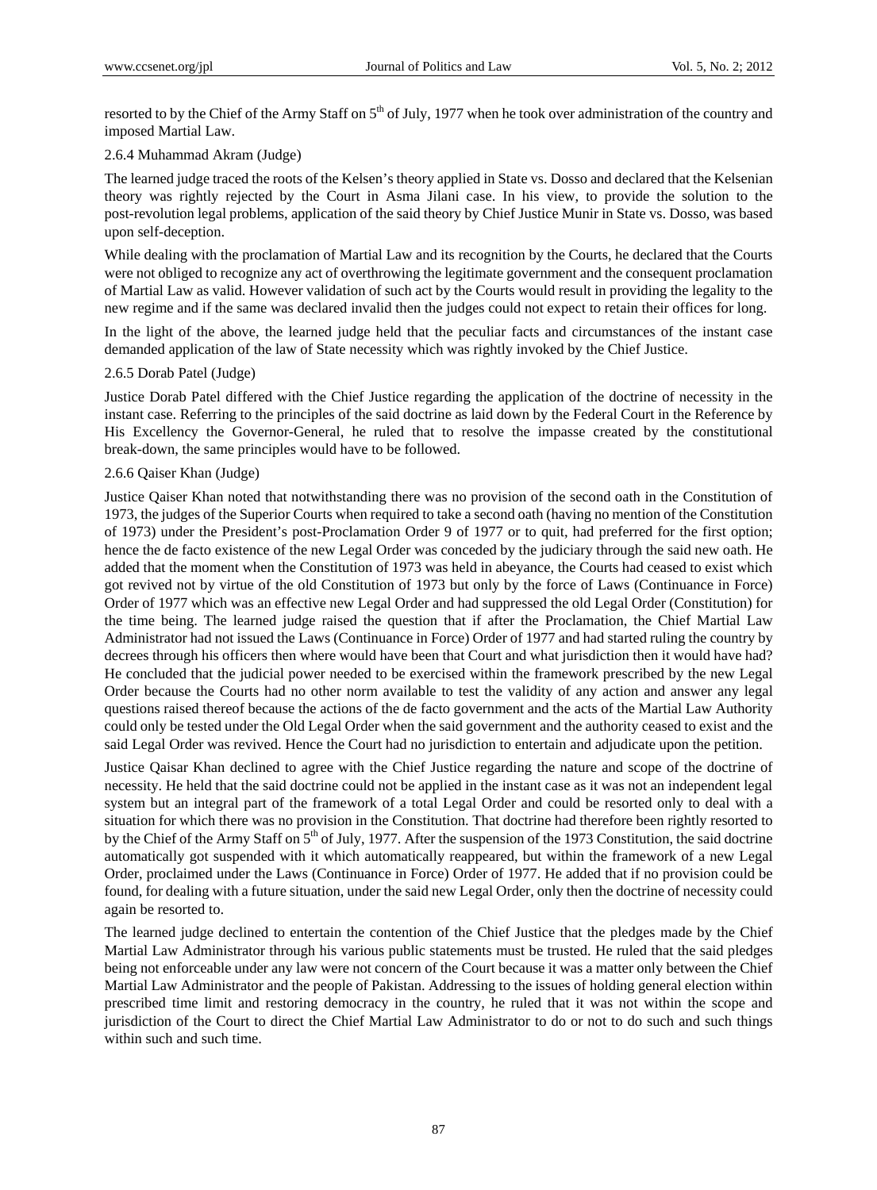resorted to by the Chief of the Army Staff on 5th of July, 1977 when he took over administration of the country and imposed Martial Law.

2.6.4 Muhammad Akram (Judge)

The learned judge traced the roots of the Kelsen's theory applied in State vs. Dosso and declared that the Kelsenian theory was rightly rejected by the Court in Asma Jilani case. In his view, to provide the solution to the post-revolution legal problems, application of the said theory by Chief Justice Munir in State vs. Dosso, was based upon self-deception.

While dealing with the proclamation of Martial Law and its recognition by the Courts, he declared that the Courts were not obliged to recognize any act of overthrowing the legitimate government and the consequent proclamation of Martial Law as valid. However validation of such act by the Courts would result in providing the legality to the new regime and if the same was declared invalid then the judges could not expect to retain their offices for long.

In the light of the above, the learned judge held that the peculiar facts and circumstances of the instant case demanded application of the law of State necessity which was rightly invoked by the Chief Justice.

2.6.5 Dorab Patel (Judge)

Justice Dorab Patel differed with the Chief Justice regarding the application of the doctrine of necessity in the instant case. Referring to the principles of the said doctrine as laid down by the Federal Court in the Reference by His Excellency the Governor-General, he ruled that to resolve the impasse created by the constitutional break-down, the same principles would have to be followed.

2.6.6 Qaiser Khan (Judge)

Justice Qaiser Khan noted that notwithstanding there was no provision of the second oath in the Constitution of 1973, the judges of the Superior Courts when required to take a second oath (having no mention of the Constitution of 1973) under the President's post-Proclamation Order 9 of 1977 or to quit, had preferred for the first option; hence the de facto existence of the new Legal Order was conceded by the judiciary through the said new oath. He added that the moment when the Constitution of 1973 was held in abeyance, the Courts had ceased to exist which got revived not by virtue of the old Constitution of 1973 but only by the force of Laws (Continuance in Force) Order of 1977 which was an effective new Legal Order and had suppressed the old Legal Order (Constitution) for the time being. The learned judge raised the question that if after the Proclamation, the Chief Martial Law Administrator had not issued the Laws (Continuance in Force) Order of 1977 and had started ruling the country by decrees through his officers then where would have been that Court and what jurisdiction then it would have had? He concluded that the judicial power needed to be exercised within the framework prescribed by the new Legal Order because the Courts had no other norm available to test the validity of any action and answer any legal questions raised thereof because the actions of the de facto government and the acts of the Martial Law Authority could only be tested under the Old Legal Order when the said government and the authority ceased to exist and the said Legal Order was revived. Hence the Court had no jurisdiction to entertain and adjudicate upon the petition.

Justice Qaisar Khan declined to agree with the Chief Justice regarding the nature and scope of the doctrine of necessity. He held that the said doctrine could not be applied in the instant case as it was not an independent legal system but an integral part of the framework of a total Legal Order and could be resorted only to deal with a situation for which there was no provision in the Constitution. That doctrine had therefore been rightly resorted to by the Chief of the Army Staff on 5th of July, 1977. After the suspension of the 1973 Constitution, the said doctrine automatically got suspended with it which automatically reappeared, but within the framework of a new Legal Order, proclaimed under the Laws (Continuance in Force) Order of 1977. He added that if no provision could be found, for dealing with a future situation, under the said new Legal Order, only then the doctrine of necessity could again be resorted to.

The learned judge declined to entertain the contention of the Chief Justice that the pledges made by the Chief Martial Law Administrator through his various public statements must be trusted. He ruled that the said pledges being not enforceable under any law were not concern of the Court because it was a matter only between the Chief Martial Law Administrator and the people of Pakistan. Addressing to the issues of holding general election within prescribed time limit and restoring democracy in the country, he ruled that it was not within the scope and jurisdiction of the Court to direct the Chief Martial Law Administrator to do or not to do such and such things within such and such time.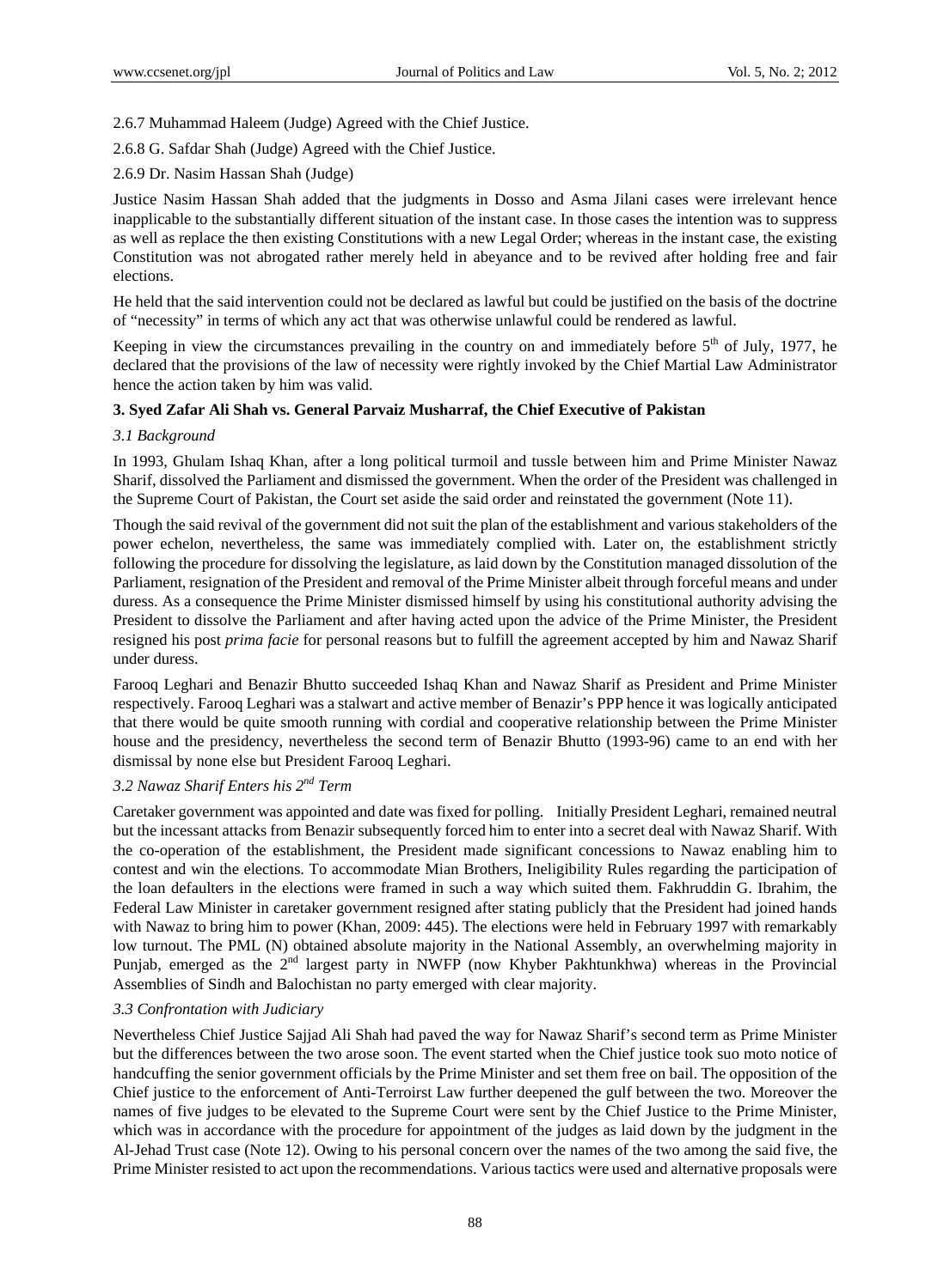2.6.7 Muhammad Haleem (Judge) Agreed with the Chief Justice.

2.6.8 G. Safdar Shah (Judge) Agreed with the Chief Justice.

2.6.9 Dr. Nasim Hassan Shah (Judge)

Justice Nasim Hassan Shah added that the judgments in Dosso and Asma Jilani cases were irrelevant hence inapplicable to the substantially different situation of the instant case. In those cases the intention was to suppress as well as replace the then existing Constitutions with a new Legal Order; whereas in the instant case, the existing Constitution was not abrogated rather merely held in abeyance and to be revived after holding free and fair elections.

He held that the said intervention could not be declared as lawful but could be justified on the basis of the doctrine of "necessity" in terms of which any act that was otherwise unlawful could be rendered as lawful.

Keeping in view the circumstances prevailing in the country on and immediately before 5th of July, 1977, he declared that the provisions of the law of necessity were rightly invoked by the Chief Martial Law Administrator hence the action taken by him was valid.

## 3. Syed Zafar Ali Shah vs. General Parvaiz Musharraf, the Chief Executive of Pakistan

### *3.1 Background*

In 1993, Ghulam Ishaq Khan, after a long political turmoil and tussle between him and Prime Minister Nawaz Sharif, dissolved the Parliament and dismissed the government. When the order of the President was challenged in the Supreme Court of Pakistan, the Court set aside the said order and reinstated the government (Note 11).

Though the said revival of the government did not suit the plan of the establishment and various stakeholders of the power echelon, nevertheless, the same was immediately complied with. Later on, the establishment strictly following the procedure for dissolving the legislature, as laid down by the Constitution managed dissolution of the Parliament, resignation of the President and removal of the Prime Minister albeit through forceful means and under duress. As a consequence the Prime Minister dismissed himself by using his constitutional authority advising the President to dissolve the Parliament and after having acted upon the advice of the Prime Minister, the President resigned his post *prima facie* for personal reasons but to fulfill the agreement accepted by him and Nawaz Sharif under duress.

Farooq Leghari and Benazir Bhutto succeeded Ishaq Khan and Nawaz Sharif as President and Prime Minister respectively. Farooq Leghari was a stalwart and active member of Benazir's PPP hence it was logically anticipated that there would be quite smooth running with cordial and cooperative relationship between the Prime Minister house and the presidency, nevertheless the second term of Benazir Bhutto (1993-96) came to an end with her dismissal by none else but President Farooq Leghari.

### *3.2 Nawaz Sharif Enters his 2nd Term*

Caretaker government was appointed and date was fixed for polling. Initially President Leghari, remained neutral but the incessant attacks from Benazir subsequently forced him to enter into a secret deal with Nawaz Sharif. With the co-operation of the establishment, the President made significant concessions to Nawaz enabling him to contest and win the elections. To accommodate Mian Brothers, Ineligibility Rules regarding the participation of the loan defaulters in the elections were framed in such a way which suited them. Fakhruddin G. Ibrahim, the Federal Law Minister in caretaker government resigned after stating publicly that the President had joined hands with Nawaz to bring him to power (Khan, 2009: 445). The elections were held in February 1997 with remarkably low turnout. The PML (N) obtained absolute majority in the National Assembly, an overwhelming majority in Punjab, emerged as the 2nd largest party in NWFP (now Khyber Pakhtunkhwa) whereas in the Provincial Assemblies of Sindh and Balochistan no party emerged with clear majority.

### *3.3 Confrontation with Judiciary*

Nevertheless Chief Justice Sajjad Ali Shah had paved the way for Nawaz Sharif's second term as Prime Minister but the differences between the two arose soon. The event started when the Chief justice took suo moto notice of handcuffing the senior government officials by the Prime Minister and set them free on bail. The opposition of the Chief justice to the enforcement of Anti-Terroirst Law further deepened the gulf between the two. Moreover the names of five judges to be elevated to the Supreme Court were sent by the Chief Justice to the Prime Minister, which was in accordance with the procedure for appointment of the judges as laid down by the judgment in the Al-Jehad Trust case (Note 12). Owing to his personal concern over the names of the two among the said five, the Prime Minister resisted to act upon the recommendations. Various tactics were used and alternative proposals were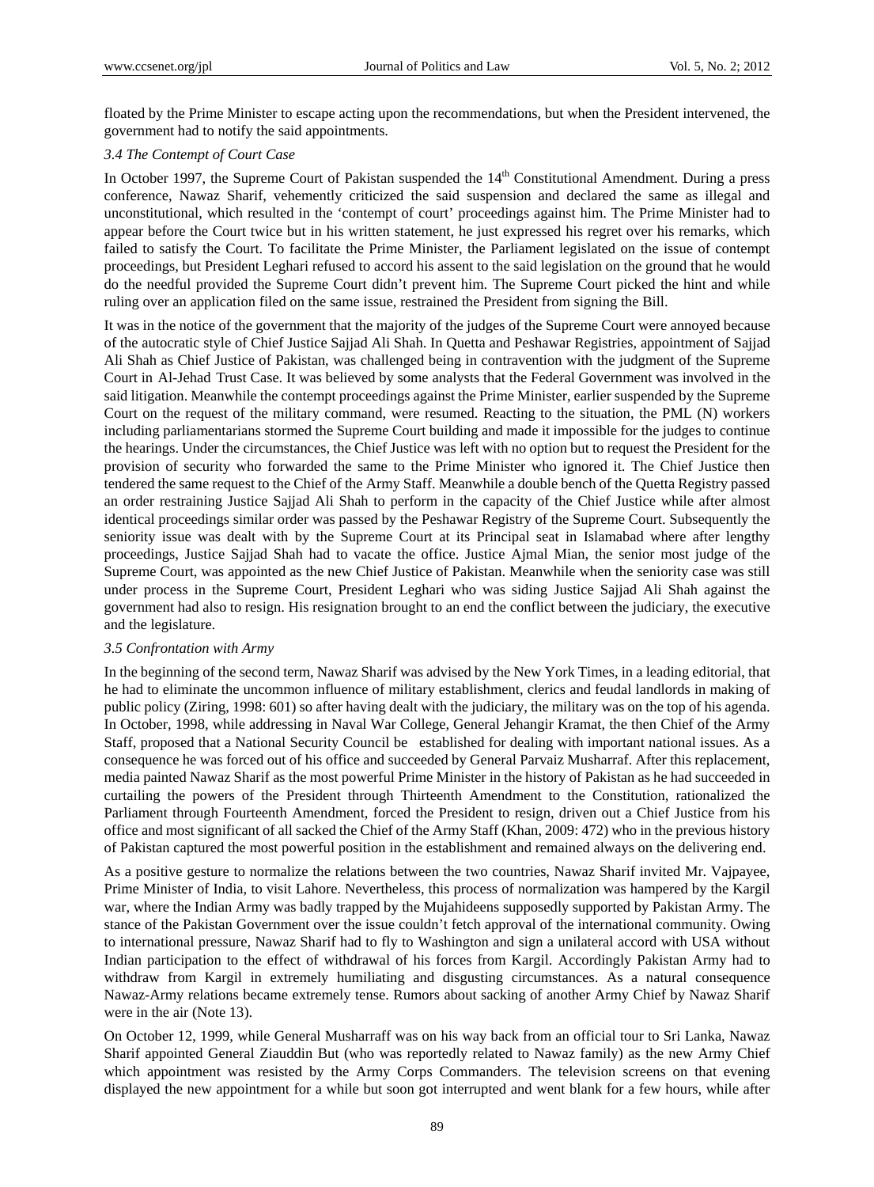floated by the Prime Minister to escape acting upon the recommendations, but when the President intervened, the government had to notify the said appointments.

### *3.4 The Contempt of Court Case*

In October 1997, the Supreme Court of Pakistan suspended the 14th Constitutional Amendment. During a press conference, Nawaz Sharif, vehemently criticized the said suspension and declared the same as illegal and unconstitutional, which resulted in the 'contempt of court' proceedings against him. The Prime Minister had to appear before the Court twice but in his written statement, he just expressed his regret over his remarks, which failed to satisfy the Court. To facilitate the Prime Minister, the Parliament legislated on the issue of contempt proceedings, but President Leghari refused to accord his assent to the said legislation on the ground that he would do the needful provided the Supreme Court didn't prevent him. The Supreme Court picked the hint and while ruling over an application filed on the same issue, restrained the President from signing the Bill.

It was in the notice of the government that the majority of the judges of the Supreme Court were annoyed because of the autocratic style of Chief Justice Sajjad Ali Shah. In Quetta and Peshawar Registries, appointment of Sajjad Ali Shah as Chief Justice of Pakistan, was challenged being in contravention with the judgment of the Supreme Court in Al-Jehad Trust Case. It was believed by some analysts that the Federal Government was involved in the said litigation. Meanwhile the contempt proceedings against the Prime Minister, earlier suspended by the Supreme Court on the request of the military command, were resumed. Reacting to the situation, the PML (N) workers including parliamentarians stormed the Supreme Court building and made it impossible for the judges to continue the hearings. Under the circumstances, the Chief Justice was left with no option but to request the President for the provision of security who forwarded the same to the Prime Minister who ignored it. The Chief Justice then tendered the same request to the Chief of the Army Staff. Meanwhile a double bench of the Quetta Registry passed an order restraining Justice Sajjad Ali Shah to perform in the capacity of the Chief Justice while after almost identical proceedings similar order was passed by the Peshawar Registry of the Supreme Court. Subsequently the seniority issue was dealt with by the Supreme Court at its Principal seat in Islamabad where after lengthy proceedings, Justice Sajjad Shah had to vacate the office. Justice Ajmal Mian, the senior most judge of the Supreme Court, was appointed as the new Chief Justice of Pakistan. Meanwhile when the seniority case was still under process in the Supreme Court, President Leghari who was siding Justice Sajjad Ali Shah against the government had also to resign. His resignation brought to an end the conflict between the judiciary, the executive and the legislature.

### *3.5 Confrontation with Army*

In the beginning of the second term, Nawaz Sharif was advised by the New York Times, in a leading editorial, that he had to eliminate the uncommon influence of military establishment, clerics and feudal landlords in making of public policy (Ziring, 1998: 601) so after having dealt with the judiciary, the military was on the top of his agenda. In October, 1998, while addressing in Naval War College, General Jehangir Kramat, the then Chief of the Army Staff, proposed that a National Security Council be established for dealing with important national issues. As a consequence he was forced out of his office and succeeded by General Parvaiz Musharraf. After this replacement, media painted Nawaz Sharif as the most powerful Prime Minister in the history of Pakistan as he had succeeded in curtailing the powers of the President through Thirteenth Amendment to the Constitution, rationalized the Parliament through Fourteenth Amendment, forced the President to resign, driven out a Chief Justice from his office and most significant of all sacked the Chief of the Army Staff (Khan, 2009: 472) who in the previous history of Pakistan captured the most powerful position in the establishment and remained always on the delivering end.

As a positive gesture to normalize the relations between the two countries, Nawaz Sharif invited Mr. Vajpayee, Prime Minister of India, to visit Lahore. Nevertheless, this process of normalization was hampered by the Kargil war, where the Indian Army was badly trapped by the Mujahideens supposedly supported by Pakistan Army. The stance of the Pakistan Government over the issue couldn't fetch approval of the international community. Owing to international pressure, Nawaz Sharif had to fly to Washington and sign a unilateral accord with USA without Indian participation to the effect of withdrawal of his forces from Kargil. Accordingly Pakistan Army had to withdraw from Kargil in extremely humiliating and disgusting circumstances. As a natural consequence Nawaz-Army relations became extremely tense. Rumors about sacking of another Army Chief by Nawaz Sharif were in the air (Note 13).

On October 12, 1999, while General Musharraff was on his way back from an official tour to Sri Lanka, Nawaz Sharif appointed General Ziauddin But (who was reportedly related to Nawaz family) as the new Army Chief which appointment was resisted by the Army Corps Commanders. The television screens on that evening displayed the new appointment for a while but soon got interrupted and went blank for a few hours, while after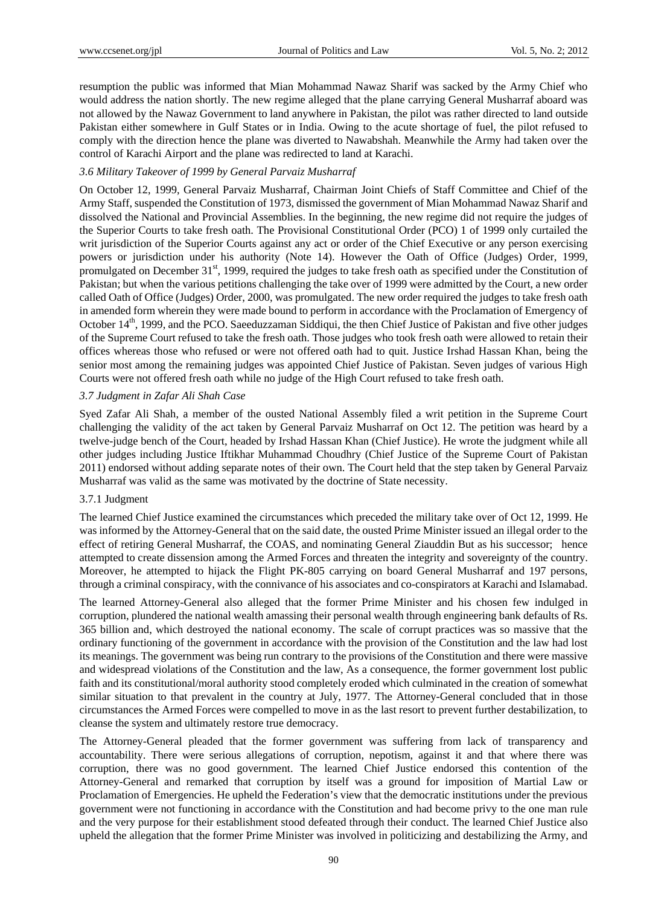resumption the public was informed that Mian Mohammad Nawaz Sharif was sacked by the Army Chief who would address the nation shortly. The new regime alleged that the plane carrying General Musharraf aboard was not allowed by the Nawaz Government to land anywhere in Pakistan, the pilot was rather directed to land outside Pakistan either somewhere in Gulf States or in India. Owing to the acute shortage of fuel, the pilot refused to comply with the direction hence the plane was diverted to Nawabshah. Meanwhile the Army had taken over the control of Karachi Airport and the plane was redirected to land at Karachi.

### *3.6 Military Takeover of 1999 by General Parvaiz Musharraf*

On October 12, 1999, General Parvaiz Musharraf, Chairman Joint Chiefs of Staff Committee and Chief of the Army Staff, suspended the Constitution of 1973, dismissed the government of Mian Mohammad Nawaz Sharif and dissolved the National and Provincial Assemblies. In the beginning, the new regime did not require the judges of the Superior Courts to take fresh oath. The Provisional Constitutional Order (PCO) 1 of 1999 only curtailed the writ jurisdiction of the Superior Courts against any act or order of the Chief Executive or any person exercising powers or jurisdiction under his authority (Note 14). However the Oath of Office (Judges) Order, 1999, promulgated on December 31st, 1999, required the judges to take fresh oath as specified under the Constitution of Pakistan; but when the various petitions challenging the take over of 1999 were admitted by the Court, a new order called Oath of Office (Judges) Order, 2000, was promulgated. The new order required the judges to take fresh oath in amended form wherein they were made bound to perform in accordance with the Proclamation of Emergency of October 14th, 1999, and the PCO. Saeeduzzaman Siddiqui, the then Chief Justice of Pakistan and five other judges of the Supreme Court refused to take the fresh oath. Those judges who took fresh oath were allowed to retain their offices whereas those who refused or were not offered oath had to quit. Justice Irshad Hassan Khan, being the senior most among the remaining judges was appointed Chief Justice of Pakistan. Seven judges of various High Courts were not offered fresh oath while no judge of the High Court refused to take fresh oath.

### *3.7 Judgment in Zafar Ali Shah Case*

Syed Zafar Ali Shah, a member of the ousted National Assembly filed a writ petition in the Supreme Court challenging the validity of the act taken by General Parvaiz Musharraf on Oct 12. The petition was heard by a twelve-judge bench of the Court, headed by Irshad Hassan Khan (Chief Justice). He wrote the judgment while all other judges including Justice Iftikhar Muhammad Choudhry (Chief Justice of the Supreme Court of Pakistan 2011) endorsed without adding separate notes of their own. The Court held that the step taken by General Parvaiz Musharraf was valid as the same was motivated by the doctrine of State necessity.

#### 3.7.1 Judgment

The learned Chief Justice examined the circumstances which preceded the military take over of Oct 12, 1999. He was informed by the Attorney-General that on the said date, the ousted Prime Minister issued an illegal order to the effect of retiring General Musharraf, the COAS, and nominating General Ziauddin But as his successor; hence attempted to create dissension among the Armed Forces and threaten the integrity and sovereignty of the country. Moreover, he attempted to hijack the Flight PK-805 carrying on board General Musharraf and 197 persons, through a criminal conspiracy, with the connivance of his associates and co-conspirators at Karachi and Islamabad.

The learned Attorney-General also alleged that the former Prime Minister and his chosen few indulged in corruption, plundered the national wealth amassing their personal wealth through engineering bank defaults of Rs. 365 billion and, which destroyed the national economy. The scale of corrupt practices was so massive that the ordinary functioning of the government in accordance with the provision of the Constitution and the law had lost its meanings. The government was being run contrary to the provisions of the Constitution and there were massive and widespread violations of the Constitution and the law, As a consequence, the former government lost public faith and its constitutional/moral authority stood completely eroded which culminated in the creation of somewhat similar situation to that prevalent in the country at July, 1977. The Attorney-General concluded that in those circumstances the Armed Forces were compelled to move in as the last resort to prevent further destabilization, to cleanse the system and ultimately restore true democracy.

The Attorney-General pleaded that the former government was suffering from lack of transparency and accountability. There were serious allegations of corruption, nepotism, against it and that where there was corruption, there was no good government. The learned Chief Justice endorsed this contention of the Attorney-General and remarked that corruption by itself was a ground for imposition of Martial Law or Proclamation of Emergencies. He upheld the Federation's view that the democratic institutions under the previous government were not functioning in accordance with the Constitution and had become privy to the one man rule and the very purpose for their establishment stood defeated through their conduct. The learned Chief Justice also upheld the allegation that the former Prime Minister was involved in politicizing and destabilizing the Army, and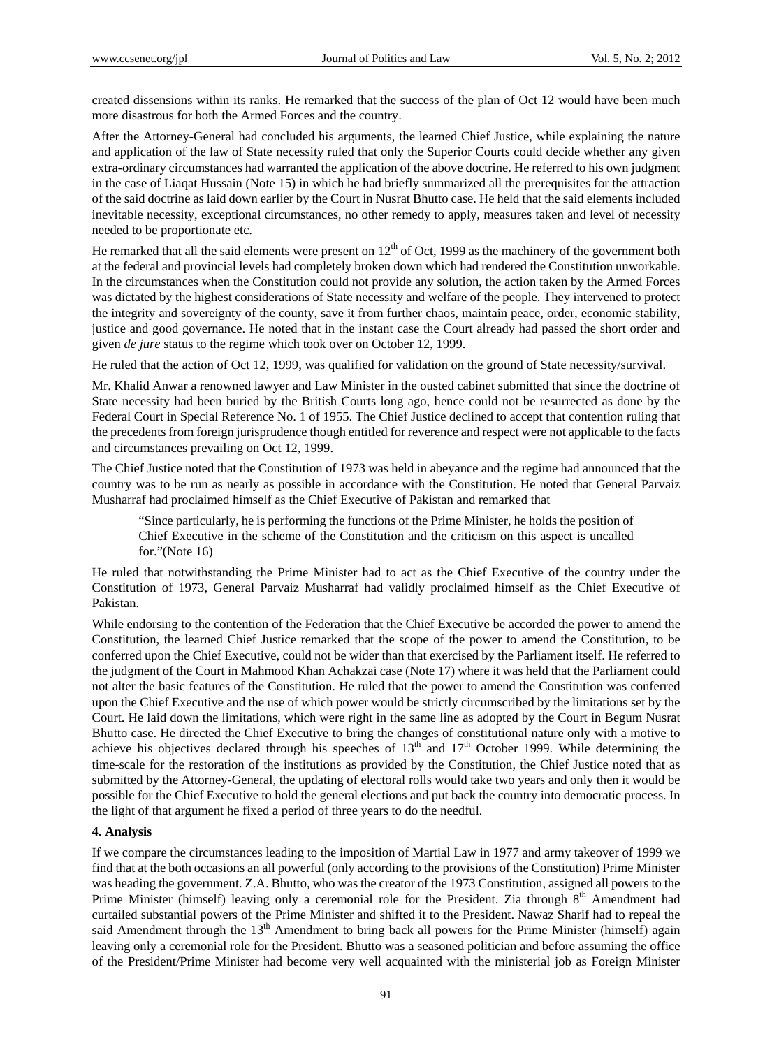created dissensions within its ranks. He remarked that the success of the plan of Oct 12 would have been much more disastrous for both the Armed Forces and the country.

After the Attorney-General had concluded his arguments, the learned Chief Justice, while explaining the nature and application of the law of State necessity ruled that only the Superior Courts could decide whether any given extra-ordinary circumstances had warranted the application of the above doctrine. He referred to his own judgment in the case of Liaqat Hussain (Note 15) in which he had briefly summarized all the prerequisites for the attraction of the said doctrine as laid down earlier by the Court in Nusrat Bhutto case. He held that the said elements included inevitable necessity, exceptional circumstances, no other remedy to apply, measures taken and level of necessity needed to be proportionate etc.

He remarked that all the said elements were present on 12th of Oct, 1999 as the machinery of the government both at the federal and provincial levels had completely broken down which had rendered the Constitution unworkable. In the circumstances when the Constitution could not provide any solution, the action taken by the Armed Forces was dictated by the highest considerations of State necessity and welfare of the people. They intervened to protect the integrity and sovereignty of the county, save it from further chaos, maintain peace, order, economic stability, justice and good governance. He noted that in the instant case the Court already had passed the short order and given *de jure* status to the regime which took over on October 12, 1999.

He ruled that the action of Oct 12, 1999, was qualified for validation on the ground of State necessity/survival.

Mr. Khalid Anwar a renowned lawyer and Law Minister in the ousted cabinet submitted that since the doctrine of State necessity had been buried by the British Courts long ago, hence could not be resurrected as done by the Federal Court in Special Reference No. 1 of 1955. The Chief Justice declined to accept that contention ruling that the precedents from foreign jurisprudence though entitled for reverence and respect were not applicable to the facts and circumstances prevailing on Oct 12, 1999.

The Chief Justice noted that the Constitution of 1973 was held in abeyance and the regime had announced that the country was to be run as nearly as possible in accordance with the Constitution. He noted that General Parvaiz Musharraf had proclaimed himself as the Chief Executive of Pakistan and remarked that

> "Since particularly, he is performing the functions of the Prime Minister, he holds the position of Chief Executive in the scheme of the Constitution and the criticism on this aspect is uncalled for."(Note 16)

He ruled that notwithstanding the Prime Minister had to act as the Chief Executive of the country under the Constitution of 1973, General Parvaiz Musharraf had validly proclaimed himself as the Chief Executive of Pakistan.

While endorsing to the contention of the Federation that the Chief Executive be accorded the power to amend the Constitution, the learned Chief Justice remarked that the scope of the power to amend the Constitution, to be conferred upon the Chief Executive, could not be wider than that exercised by the Parliament itself. He referred to the judgment of the Court in Mahmood Khan Achakzai case (Note 17) where it was held that the Parliament could not alter the basic features of the Constitution. He ruled that the power to amend the Constitution was conferred upon the Chief Executive and the use of which power would be strictly circumscribed by the limitations set by the Court. He laid down the limitations, which were right in the same line as adopted by the Court in Begum Nusrat Bhutto case. He directed the Chief Executive to bring the changes of constitutional nature only with a motive to achieve his objectives declared through his speeches of 13th and 17th October 1999. While determining the time-scale for the restoration of the institutions as provided by the Constitution, the Chief Justice noted that as submitted by the Attorney-General, the updating of electoral rolls would take two years and only then it would be possible for the Chief Executive to hold the general elections and put back the country into democratic process. In the light of that argument he fixed a period of three years to do the needful.

**4. Analysis**

If we compare the circumstances leading to the imposition of Martial Law in 1977 and army takeover of 1999 we find that at the both occasions an all powerful (only according to the provisions of the Constitution) Prime Minister was heading the government. Z.A. Bhutto, who was the creator of the 1973 Constitution, assigned all powers to the Prime Minister (himself) leaving only a ceremonial role for the President. Zia through 8th Amendment had curtailed substantial powers of the Prime Minister and shifted it to the President. Nawaz Sharif had to repeal the said Amendment through the 13th Amendment to bring back all powers for the Prime Minister (himself) again leaving only a ceremonial role for the President. Bhutto was a seasoned politician and before assuming the office of the President/Prime Minister had become very well acquainted with the ministerial job as Foreign Minister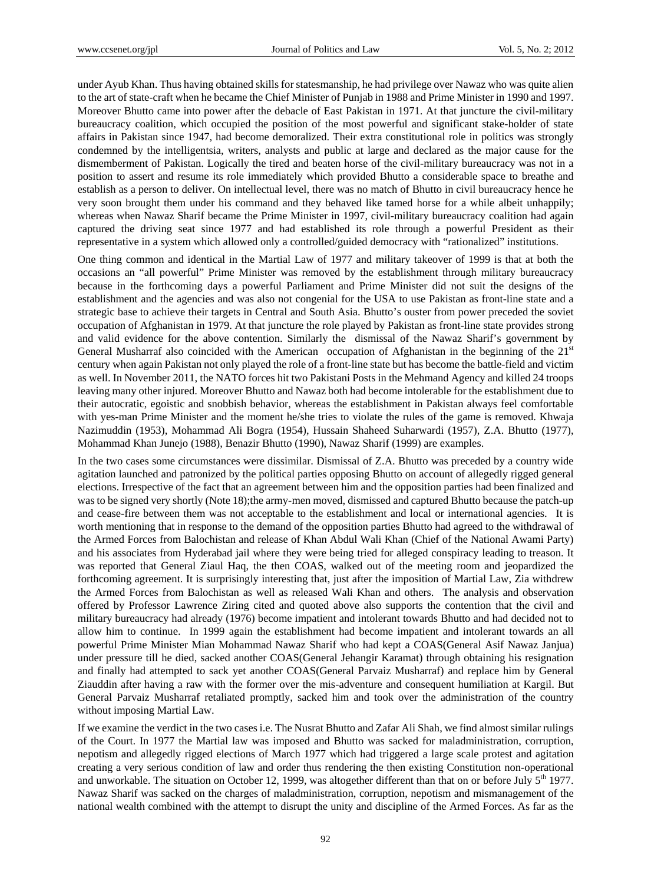under Ayub Khan. Thus having obtained skills for statesmanship, he had privilege over Nawaz who was quite alien to the art of state-craft when he became the Chief Minister of Punjab in 1988 and Prime Minister in 1990 and 1997. Moreover Bhutto came into power after the debacle of East Pakistan in 1971. At that juncture the civil-military bureaucracy coalition, which occupied the position of the most powerful and significant stake-holder of state affairs in Pakistan since 1947, had become demoralized. Their extra constitutional role in politics was strongly condemned by the intelligentsia, writers, analysts and public at large and declared as the major cause for the dismemberment of Pakistan. Logically the tired and beaten horse of the civil-military bureaucracy was not in a position to assert and resume its role immediately which provided Bhutto a considerable space to breathe and establish as a person to deliver. On intellectual level, there was no match of Bhutto in civil bureaucracy hence he very soon brought them under his command and they behaved like tamed horse for a while albeit unhappily; whereas when Nawaz Sharif became the Prime Minister in 1997, civil-military bureaucracy coalition had again captured the driving seat since 1977 and had established its role through a powerful President as their representative in a system which allowed only a controlled/guided democracy with "rationalized" institutions.

One thing common and identical in the Martial Law of 1977 and military takeover of 1999 is that at both the occasions an "all powerful" Prime Minister was removed by the establishment through military bureaucracy because in the forthcoming days a powerful Parliament and Prime Minister did not suit the designs of the establishment and the agencies and was also not congenial for the USA to use Pakistan as front-line state and a strategic base to achieve their targets in Central and South Asia. Bhutto's ouster from power preceded the soviet occupation of Afghanistan in 1979. At that juncture the role played by Pakistan as front-line state provides strong and valid evidence for the above contention. Similarly the dismissal of the Nawaz Sharif's government by General Musharraf also coincided with the American occupation of Afghanistan in the beginning of the 21st century when again Pakistan not only played the role of a front-line state but has become the battle-field and victim as well. In November 2011, the NATO forces hit two Pakistani Posts in the Mehmand Agency and killed 24 troops leaving many other injured. Moreover Bhutto and Nawaz both had become intolerable for the establishment due to their autocratic, egoistic and snobbish behavior, whereas the establishment in Pakistan always feel comfortable with yes-man Prime Minister and the moment he/she tries to violate the rules of the game is removed. Khwaja Nazimuddin (1953), Mohammad Ali Bogra (1954), Hussain Shaheed Suharwardi (1957), Z.A. Bhutto (1977), Mohammad Khan Junejo (1988), Benazir Bhutto (1990), Nawaz Sharif (1999) are examples.

In the two cases some circumstances were dissimilar. Dismissal of Z.A. Bhutto was preceded by a country wide agitation launched and patronized by the political parties opposing Bhutto on account of allegedly rigged general elections. Irrespective of the fact that an agreement between him and the opposition parties had been finalized and was to be signed very shortly (Note 18);the army-men moved, dismissed and captured Bhutto because the patch-up and cease-fire between them was not acceptable to the establishment and local or international agencies. It is worth mentioning that in response to the demand of the opposition parties Bhutto had agreed to the withdrawal of the Armed Forces from Balochistan and release of Khan Abdul Wali Khan (Chief of the National Awami Party) and his associates from Hyderabad jail where they were being tried for alleged conspiracy leading to treason. It was reported that General Ziaul Haq, the then COAS, walked out of the meeting room and jeopardized the forthcoming agreement. It is surprisingly interesting that, just after the imposition of Martial Law, Zia withdrew the Armed Forces from Balochistan as well as released Wali Khan and others. The analysis and observation offered by Professor Lawrence Ziring cited and quoted above also supports the contention that the civil and military bureaucracy had already (1976) become impatient and intolerant towards Bhutto and had decided not to allow him to continue. In 1999 again the establishment had become impatient and intolerant towards an all powerful Prime Minister Mian Mohammad Nawaz Sharif who had kept a COAS(General Asif Nawaz Janjua) under pressure till he died, sacked another COAS(General Jehangir Karamat) through obtaining his resignation and finally had attempted to sack yet another COAS(General Parvaiz Musharraf) and replace him by General Ziauddin after having a raw with the former over the mis-adventure and consequent humiliation at Kargil. But General Parvaiz Musharraf retaliated promptly, sacked him and took over the administration of the country without imposing Martial Law.

If we examine the verdict in the two cases i.e. The Nusrat Bhutto and Zafar Ali Shah, we find almost similar rulings of the Court. In 1977 the Martial law was imposed and Bhutto was sacked for maladministration, corruption, nepotism and allegedly rigged elections of March 1977 which had triggered a large scale protest and agitation creating a very serious condition of law and order thus rendering the then existing Constitution non-operational and unworkable. The situation on October 12, 1999, was altogether different than that on or before July 5th 1977. Nawaz Sharif was sacked on the charges of maladministration, corruption, nepotism and mismanagement of the national wealth combined with the attempt to disrupt the unity and discipline of the Armed Forces. As far as the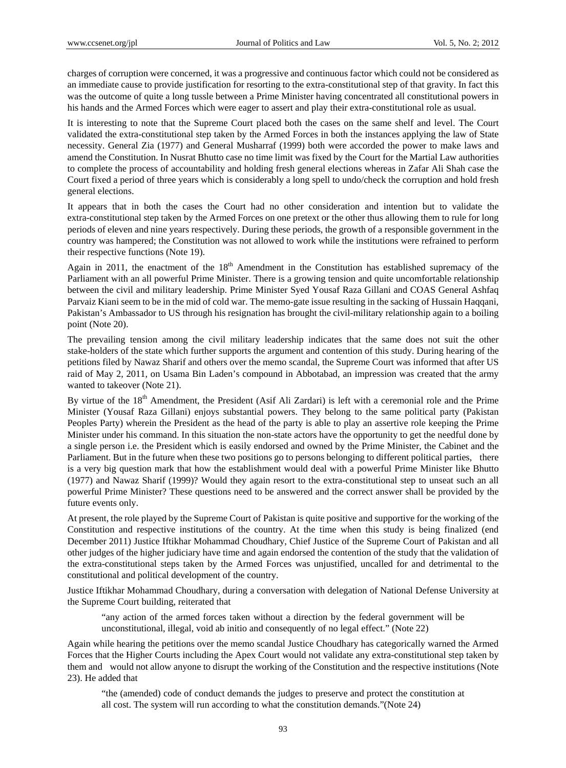charges of corruption were concerned, it was a progressive and continuous factor which could not be considered as an immediate cause to provide justification for resorting to the extra-constitutional step of that gravity. In fact this was the outcome of quite a long tussle between a Prime Minister having concentrated all constitutional powers in his hands and the Armed Forces which were eager to assert and play their extra-constitutional role as usual.

It is interesting to note that the Supreme Court placed both the cases on the same shelf and level. The Court validated the extra-constitutional step taken by the Armed Forces in both the instances applying the law of State necessity. General Zia (1977) and General Musharraf (1999) both were accorded the power to make laws and amend the Constitution. In Nusrat Bhutto case no time limit was fixed by the Court for the Martial Law authorities to complete the process of accountability and holding fresh general elections whereas in Zafar Ali Shah case the Court fixed a period of three years which is considerably a long spell to undo/check the corruption and hold fresh general elections.

It appears that in both the cases the Court had no other consideration and intention but to validate the extra-constitutional step taken by the Armed Forces on one pretext or the other thus allowing them to rule for long periods of eleven and nine years respectively. During these periods, the growth of a responsible government in the country was hampered; the Constitution was not allowed to work while the institutions were refrained to perform their respective functions (Note 19).

Again in 2011, the enactment of the 18th Amendment in the Constitution has established supremacy of the Parliament with an all powerful Prime Minister. There is a growing tension and quite uncomfortable relationship between the civil and military leadership. Prime Minister Syed Yousaf Raza Gillani and COAS General Ashfaq Parvaiz Kiani seem to be in the mid of cold war. The memo-gate issue resulting in the sacking of Hussain Haqqani, Pakistan's Ambassador to US through his resignation has brought the civil-military relationship again to a boiling point (Note 20).

The prevailing tension among the civil military leadership indicates that the same does not suit the other stake-holders of the state which further supports the argument and contention of this study. During hearing of the petitions filed by Nawaz Sharif and others over the memo scandal, the Supreme Court was informed that after US raid of May 2, 2011, on Usama Bin Laden's compound in Abbotabad, an impression was created that the army wanted to takeover (Note 21).

By virtue of the 18th Amendment, the President (Asif Ali Zardari) is left with a ceremonial role and the Prime Minister (Yousaf Raza Gillani) enjoys substantial powers. They belong to the same political party (Pakistan Peoples Party) wherein the President as the head of the party is able to play an assertive role keeping the Prime Minister under his command. In this situation the non-state actors have the opportunity to get the needful done by a single person i.e. the President which is easily endorsed and owned by the Prime Minister, the Cabinet and the Parliament. But in the future when these two positions go to persons belonging to different political parties, there is a very big question mark that how the establishment would deal with a powerful Prime Minister like Bhutto (1977) and Nawaz Sharif (1999)? Would they again resort to the extra-constitutional step to unseat such an all powerful Prime Minister? These questions need to be answered and the correct answer shall be provided by the future events only.

At present, the role played by the Supreme Court of Pakistan is quite positive and supportive for the working of the Constitution and respective institutions of the country. At the time when this study is being finalized (end December 2011) Justice Iftikhar Mohammad Choudhary, Chief Justice of the Supreme Court of Pakistan and all other judges of the higher judiciary have time and again endorsed the contention of the study that the validation of the extra-constitutional steps taken by the Armed Forces was unjustified, uncalled for and detrimental to the constitutional and political development of the country.

Justice Iftikhar Mohammad Choudhary, during a conversation with delegation of National Defense University at the Supreme Court building, reiterated that

> "any action of the armed forces taken without a direction by the federal government will be unconstitutional, illegal, void ab initio and consequently of no legal effect." (Note 22)

Again while hearing the petitions over the memo scandal Justice Choudhary has categorically warned the Armed Forces that the Higher Courts including the Apex Court would not validate any extra-constitutional step taken by them and would not allow anyone to disrupt the working of the Constitution and the respective institutions (Note 23). He added that

> "the (amended) code of conduct demands the judges to preserve and protect the constitution at all cost. The system will run according to what the constitution demands."(Note 24)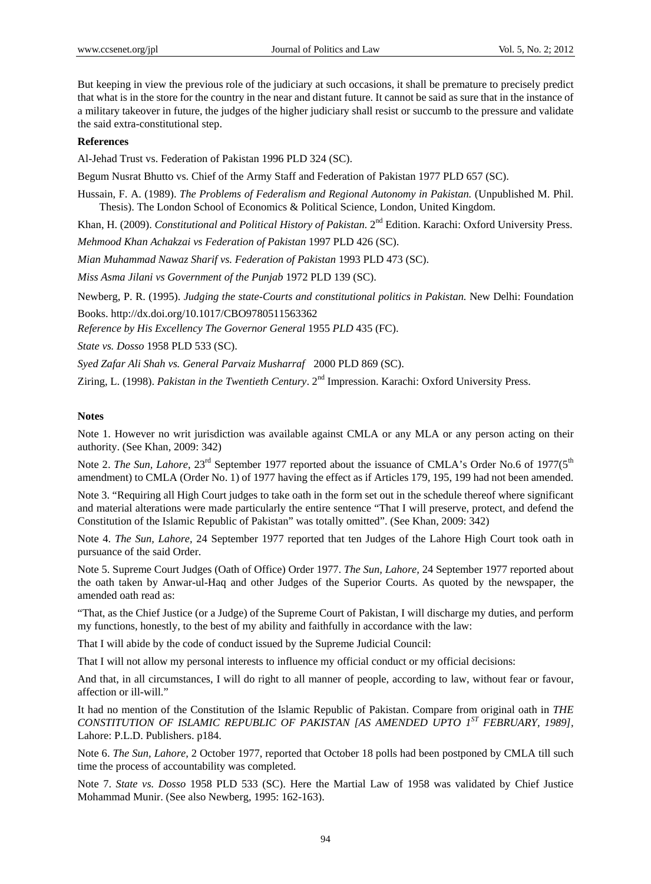But keeping in view the previous role of the judiciary at such occasions, it shall be premature to precisely predict that what is in the store for the country in the near and distant future. It cannot be said as sure that in the instance of a military takeover in future, the judges of the higher judiciary shall resist or succumb to the pressure and validate the said extra-constitutional step.

**References**

Al-Jehad Trust vs. Federation of Pakistan 1996 PLD 324 (SC).

Begum Nusrat Bhutto vs. Chief of the Army Staff and Federation of Pakistan 1977 PLD 657 (SC).

Hussain, F. A. (1989). *The Problems of Federalism and Regional Autonomy in Pakistan.* (Unpublished M. Phil. Thesis). The London School of Economics & Political Science, London, United Kingdom.

Khan, H. (2009). *Constitutional and Political History of Pakistan.* 2nd Edition. Karachi: Oxford University Press.

*Mehmood Khan Achakzai vs Federation of Pakistan* 1997 PLD 426 (SC).

*Mian Muhammad Nawaz Sharif vs. Federation of Pakistan* 1993 PLD 473 (SC).

*Miss Asma Jilani vs Government of the Punjab* 1972 PLD 139 (SC).

Newberg, P. R. (1995). *Judging the state-Courts and constitutional politics in Pakistan.* New Delhi: Foundation Books. http://dx.doi.org/10.1017/CBO9780511563362

*Reference by His Excellency The Governor General* 1955 *PLD* 435 (FC).

*State vs. Dosso* 1958 PLD 533 (SC).

*Syed Zafar Ali Shah vs. General Parvaiz Musharraf* 2000 PLD 869 (SC).

Ziring, L. (1998). *Pakistan in the Twentieth Century*. 2nd Impression. Karachi: Oxford University Press.

**Notes**

Note 1. However no writ jurisdiction was available against CMLA or any MLA or any person acting on their authority. (See Khan, 2009: 342)

Note 2. *The Sun, Lahore*, 23rd September 1977 reported about the issuance of CMLA's Order No.6 of 1977(5th amendment) to CMLA (Order No. 1) of 1977 having the effect as if Articles 179, 195, 199 had not been amended.

Note 3. "Requiring all High Court judges to take oath in the form set out in the schedule thereof where significant and material alterations were made particularly the entire sentence "That I will preserve, protect, and defend the Constitution of the Islamic Republic of Pakistan" was totally omitted". (See Khan, 2009: 342)

Note 4. *The Sun, Lahore*, 24 September 1977 reported that ten Judges of the Lahore High Court took oath in pursuance of the said Order.

Note 5. Supreme Court Judges (Oath of Office) Order 1977. *The Sun, Lahore,* 24 September 1977 reported about the oath taken by Anwar-ul-Haq and other Judges of the Superior Courts. As quoted by the newspaper, the amended oath read as:

"That, as the Chief Justice (or a Judge) of the Supreme Court of Pakistan, I will discharge my duties, and perform my functions, honestly, to the best of my ability and faithfully in accordance with the law:

That I will abide by the code of conduct issued by the Supreme Judicial Council:

That I will not allow my personal interests to influence my official conduct or my official decisions:

And that, in all circumstances, I will do right to all manner of people, according to law, without fear or favour, affection or ill-will."

It had no mention of the Constitution of the Islamic Republic of Pakistan. Compare from original oath in *THE CONSTITUTION OF ISLAMIC REPUBLIC OF PAKISTAN [AS AMENDED UPTO 1ST FEBRUARY, 1989],* Lahore: P.L.D. Publishers. p184.

Note 6. *The Sun, Lahore,* 2 October 1977, reported that October 18 polls had been postponed by CMLA till such time the process of accountability was completed.

Note 7. *State vs. Dosso* 1958 PLD 533 (SC). Here the Martial Law of 1958 was validated by Chief Justice Mohammad Munir. (See also Newberg, 1995: 162-163).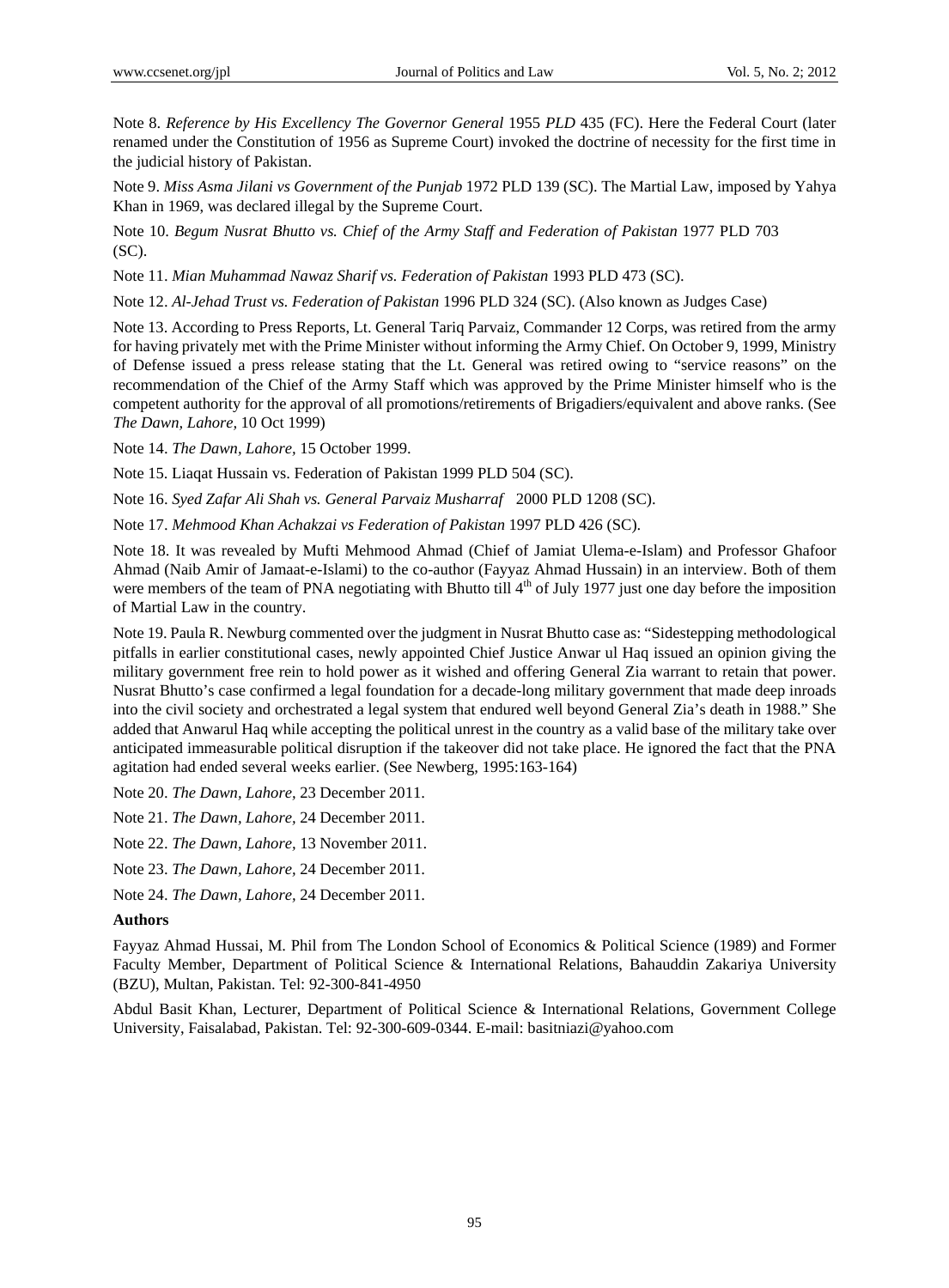Note 8. *Reference by His Excellency The Governor General* 1955 *PLD* 435 (FC). Here the Federal Court (later renamed under the Constitution of 1956 as Supreme Court) invoked the doctrine of necessity for the first time in the judicial history of Pakistan.

Note 9. *Miss Asma Jilani vs Government of the Punjab* 1972 PLD 139 (SC). The Martial Law, imposed by Yahya Khan in 1969, was declared illegal by the Supreme Court.

Note 10. *Begum Nusrat Bhutto vs. Chief of the Army Staff and Federation of Pakistan* 1977 PLD 703 (SC).

Note 11. *Mian Muhammad Nawaz Sharif vs. Federation of Pakistan* 1993 PLD 473 (SC).

Note 12. *Al-Jehad Trust vs. Federation of Pakistan* 1996 PLD 324 (SC). (Also known as Judges Case)

Note 13. According to Press Reports, Lt. General Tariq Parvaiz, Commander 12 Corps, was retired from the army for having privately met with the Prime Minister without informing the Army Chief. On October 9, 1999, Ministry of Defense issued a press release stating that the Lt. General was retired owing to "service reasons" on the recommendation of the Chief of the Army Staff which was approved by the Prime Minister himself who is the competent authority for the approval of all promotions/retirements of Brigadiers/equivalent and above ranks. (See *The Dawn, Lahore,* 10 Oct 1999)

Note 14. *The Dawn, Lahore,* 15 October 1999.

Note 15. Liaqat Hussain vs. Federation of Pakistan 1999 PLD 504 (SC).

Note 16. *Syed Zafar Ali Shah vs. General Parvaiz Musharraf* 2000 PLD 1208 (SC).

Note 17. *Mehmood Khan Achakzai vs Federation of Pakistan* 1997 PLD 426 (SC).

Note 18. It was revealed by Mufti Mehmood Ahmad (Chief of Jamiat Ulema-e-Islam) and Professor Ghafoor Ahmad (Naib Amir of Jamaat-e-Islami) to the co-author (Fayyaz Ahmad Hussain) in an interview. Both of them were members of the team of PNA negotiating with Bhutto till 4th of July 1977 just one day before the imposition of Martial Law in the country.

Note 19. Paula R. Newburg commented over the judgment in Nusrat Bhutto case as: "Sidestepping methodological pitfalls in earlier constitutional cases, newly appointed Chief Justice Anwar ul Haq issued an opinion giving the military government free rein to hold power as it wished and offering General Zia warrant to retain that power. Nusrat Bhutto's case confirmed a legal foundation for a decade-long military government that made deep inroads into the civil society and orchestrated a legal system that endured well beyond General Zia's death in 1988." She added that Anwarul Haq while accepting the political unrest in the country as a valid base of the military take over anticipated immeasurable political disruption if the takeover did not take place. He ignored the fact that the PNA agitation had ended several weeks earlier. (See Newberg, 1995:163-164)

Note 20. *The Dawn, Lahore,* 23 December 2011.

Note 21. *The Dawn, Lahore,* 24 December 2011.

Note 22. *The Dawn, Lahore,* 13 November 2011.

Note 23. *The Dawn, Lahore,* 24 December 2011.

Note 24. *The Dawn, Lahore,* 24 December 2011.

**Authors**

Fayyaz Ahmad Hussai, M. Phil from The London School of Economics & Political Science (1989) and Former Faculty Member, Department of Political Science & International Relations, Bahauddin Zakariya University (BZU), Multan, Pakistan. Tel: 92-300-841-4950

Abdul Basit Khan, Lecturer, Department of Political Science & International Relations, Government College University, Faisalabad, Pakistan. Tel: 92-300-609-0344. E-mail: basitniazi@yahoo.com